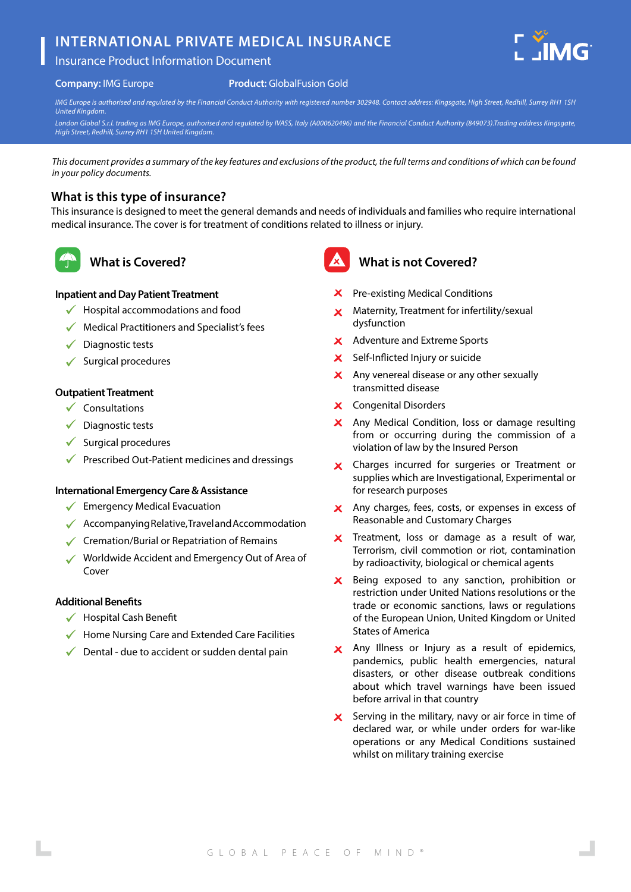# INTERNATIONAL PRIVATE MEDICAL INSURANCE

Insurance Product Information Document

**Company:** IMG Europe **Product:** GlobalFusion Gold

*IMG Europe is authorised and regulated by the Financial Conduct Authority with registered number 302948. Contact address: Kingsgate, High Street, Redhill, Surrey RH1 1SH United Kingdom.*

*London Global S.r.l. trading as IMG Europe, authorised and regulated by IVASS, Italy (A000620496) and the Financial Conduct Authority (849073).Trading address Kingsgate, High Street, Redhill, Surrey RH1 1SH United Kingdom.*

*This document provides a summary of the key features and exclusions of the product, the full terms and conditions of which can be found in your policy documents.*

## What is this type of insurance?

This insurance is designed to meet the general demands and needs of individuals and families who require international medical insurance. The cover is for treatment of conditions related to illness or injury.

## What is Covered?

**Inpatient and Day Patient Treatment**

- ✓ Hospital accommodations and food
- ✓ Medical Practitioners and Specialist's fees
- ✓ Diagnostic tests
- ✓ Surgical procedures

**Outpatient Treatment**

- ✓ Consultations
- ✓ Diagnostic tests
- ✓ Surgical procedures
- ✓ Prescribed Out-Patient medicines and dressings

**International Emergency Care & Assistance**

- ✓ Emergency Medical Evacuation
- ✓ Accompanying Relative, Travel and Accommodation
- ✓ Cremation/Burial or Repatriation of Remains
- ✓ Worldwide Accident and Emergency Out of Area of Cover

**Additional Benefits**

- ✓ Hospital Cash Benefit
- ✓ Home Nursing Care and Extended Care Facilities
- ✓ Dental - due to accident or sudden dental pain

## What is not Covered?

- ✗ Pre-existing Medical Conditions
- ✗ Maternity, Treatment for infertility/sexual dysfunction
- ✗ Adventure and Extreme Sports
- ✗ Self-Inflicted Injury or suicide
- ✗ Any venereal disease or any other sexually transmitted disease
- ✗ Congenital Disorders
- ✗ Any Medical Condition, loss or damage resulting from or occurring during the commission of a violation of law by the Insured Person
- ✗ Charges incurred for surgeries or Treatment or supplies which are Investigational, Experimental or for research purposes
- ✗ Any charges, fees, costs, or expenses in excess of Reasonable and Customary Charges
- ✗ Treatment, loss or damage as a result of war, Terrorism, civil commotion or riot, contamination by radioactivity, biological or chemical agents
- ✗ Being exposed to any sanction, prohibition or restriction under United Nations resolutions or the trade or economic sanctions, laws or regulations of the European Union, United Kingdom or United States of America
- ✗ Any Illness or Injury as a result of epidemics, pandemics, public health emergencies, natural disasters, or other disease outbreak conditions about which travel warnings have been issued before arrival in that country
- ✗ Serving in the military, navy or air force in time of declared war, or while under orders for war-like operations or any Medical Conditions sustained whilst on military training exercise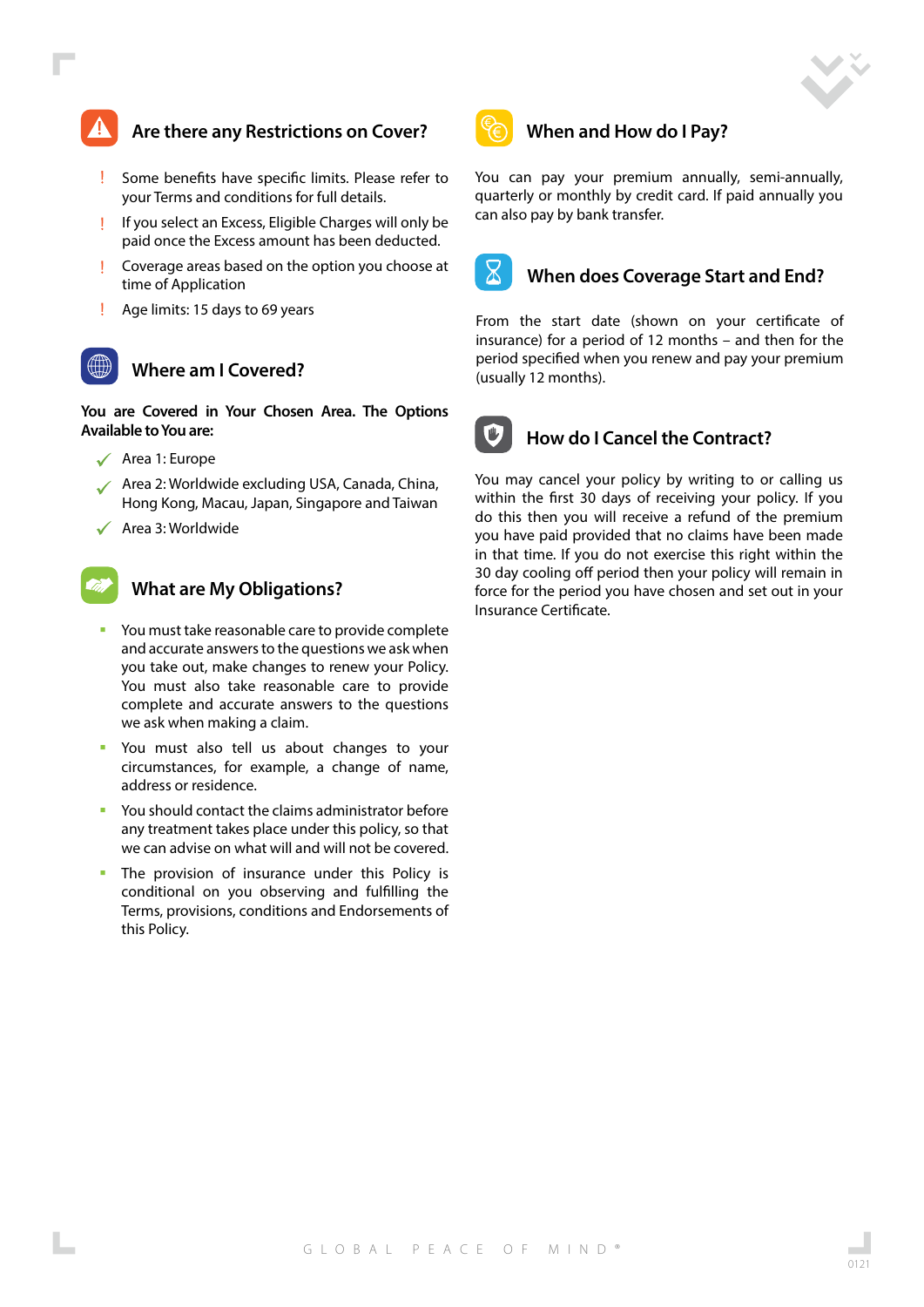## Are there any Restrictions on Cover?

- Some benefits have specific limits. Please refer to your Terms and conditions for full details.
- If you select an Excess, Eligible Charges will only be paid once the Excess amount has been deducted.
- Coverage areas based on the option you choose at time of Application
- Age limits: 15 days to 69 years

## Where am I Covered?

**You are Covered in Your Chosen Area. The Options Available to You are:**

- Area 1: Europe
- Area 2: Worldwide excluding USA, Canada, China, Hong Kong, Macau, Japan, Singapore and Taiwan
- Area 3: Worldwide

## What are My Obligations?

- You must take reasonable care to provide complete and accurate answers to the questions we ask when you take out, make changes to renew your Policy. You must also take reasonable care to provide complete and accurate answers to the questions we ask when making a claim.
- You must also tell us about changes to your circumstances, for example, a change of name, address or residence.
- You should contact the claims administrator before any treatment takes place under this policy, so that we can advise on what will and will not be covered.
- The provision of insurance under this Policy is conditional on you observing and fulfilling the Terms, provisions, conditions and Endorsements of this Policy.

## When and How do I Pay?

You can pay your premium annually, semi-annually, quarterly or monthly by credit card. If paid annually you can also pay by bank transfer.

## When does Coverage Start and End?

From the start date (shown on your certificate of insurance) for a period of 12 months – and then for the period specified when you renew and pay your premium (usually 12 months).

## How do I Cancel the Contract?

You may cancel your policy by writing to or calling us within the first 30 days of receiving your policy. If you do this then you will receive a refund of the premium you have paid provided that no claims have been made in that time. If you do not exercise this right within the 30 day cooling off period then your policy will remain in force for the period you have chosen and set out in your Insurance Certificate.